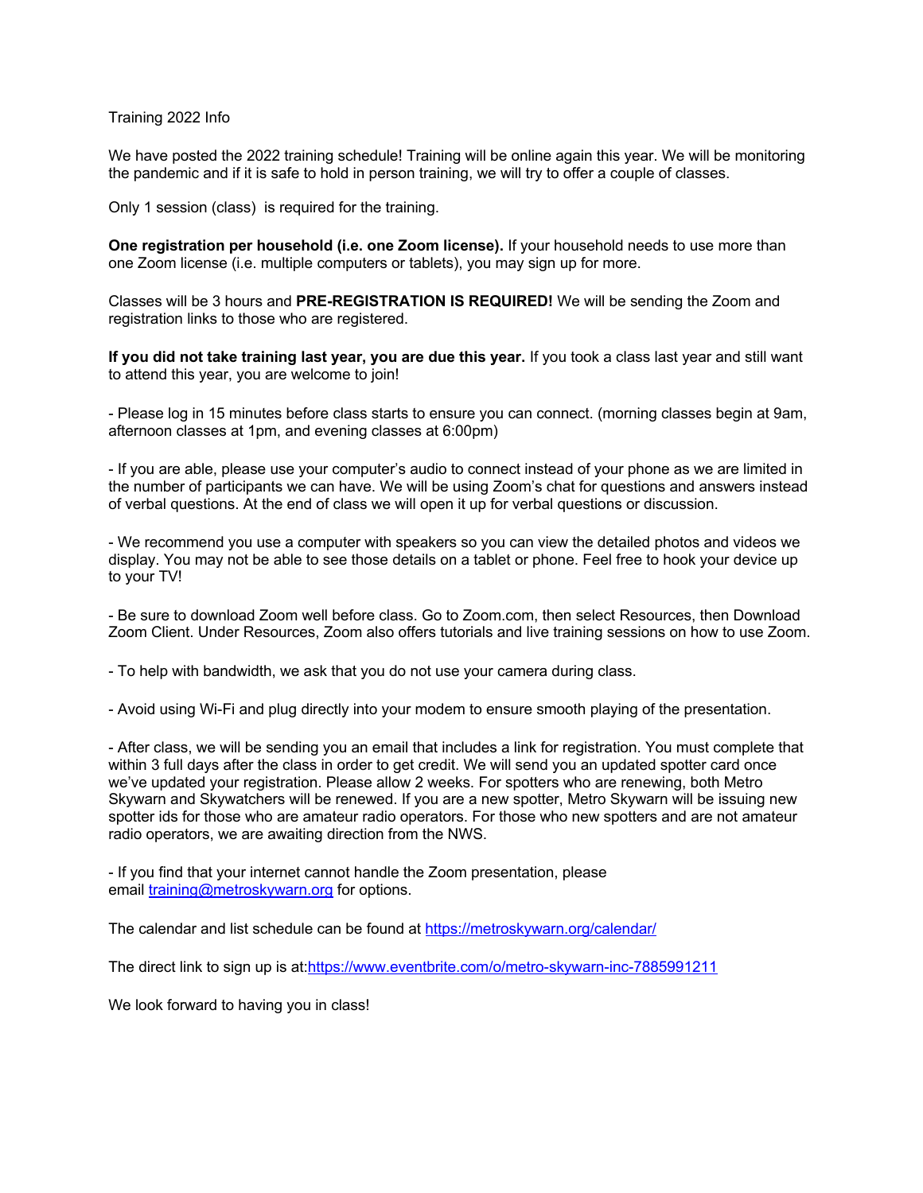Training 2022 Info

We have posted the 2022 training schedule! Training will be online again this year. We will be monitoring the pandemic and if it is safe to hold in person training, we will try to offer a couple of classes.

Only 1 session (class) is required for the training.

**One registration per household (i.e. one Zoom license).** If your household needs to use more than one Zoom license (i.e. multiple computers or tablets), you may sign up for more.

Classes will be 3 hours and **PRE-REGISTRATION IS REQUIRED!** We will be sending the Zoom and registration links to those who are registered.

**If you did not take training last year, you are due this year.** If you took a class last year and still want to attend this year, you are welcome to join!

- Please log in 15 minutes before class starts to ensure you can connect. (morning classes begin at 9am, afternoon classes at 1pm, and evening classes at 6:00pm)

- If you are able, please use your computer's audio to connect instead of your phone as we are limited in the number of participants we can have. We will be using Zoom's chat for questions and answers instead of verbal questions. At the end of class we will open it up for verbal questions or discussion.

- We recommend you use a computer with speakers so you can view the detailed photos and videos we display. You may not be able to see those details on a tablet or phone. Feel free to hook your device up to your TV!

- Be sure to download Zoom well before class. Go to Zoom.com, then select Resources, then Download Zoom Client. Under Resources, Zoom also offers tutorials and live training sessions on how to use Zoom.

- To help with bandwidth, we ask that you do not use your camera during class.

- Avoid using Wi-Fi and plug directly into your modem to ensure smooth playing of the presentation.

- After class, we will be sending you an email that includes a link for registration. You must complete that within 3 full days after the class in order to get credit. We will send you an updated spotter card once we've updated your registration. Please allow 2 weeks. For spotters who are renewing, both Metro Skywarn and Skywatchers will be renewed. If you are a new spotter, Metro Skywarn will be issuing new spotter ids for those who are amateur radio operators. For those who new spotters and are not amateur radio operators, we are awaiting direction from the NWS.

- If you find that your internet cannot handle the Zoom presentation, please email [training@metroskywarn.org](mailto:training@metroskywarn.org) for options.

The calendar and list schedule can be found at [https://metroskywarn.org/calendar/](https://metroskywarn.org/calendar/)

The direct link to sign up is at:[https://www.eventbrite.com/o/metro-skywarn-inc-7885991211](https://www.eventbrite.com/o/metro-skywarn-inc-7885991211)

We look forward to having you in class!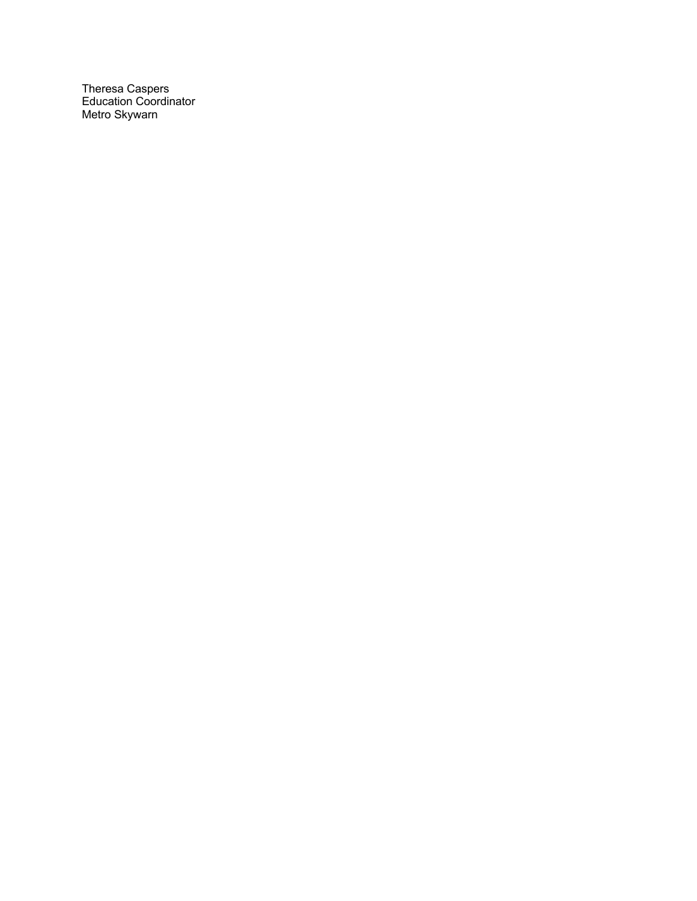Theresa Caspers
Education Coordinator
Metro Skywarn